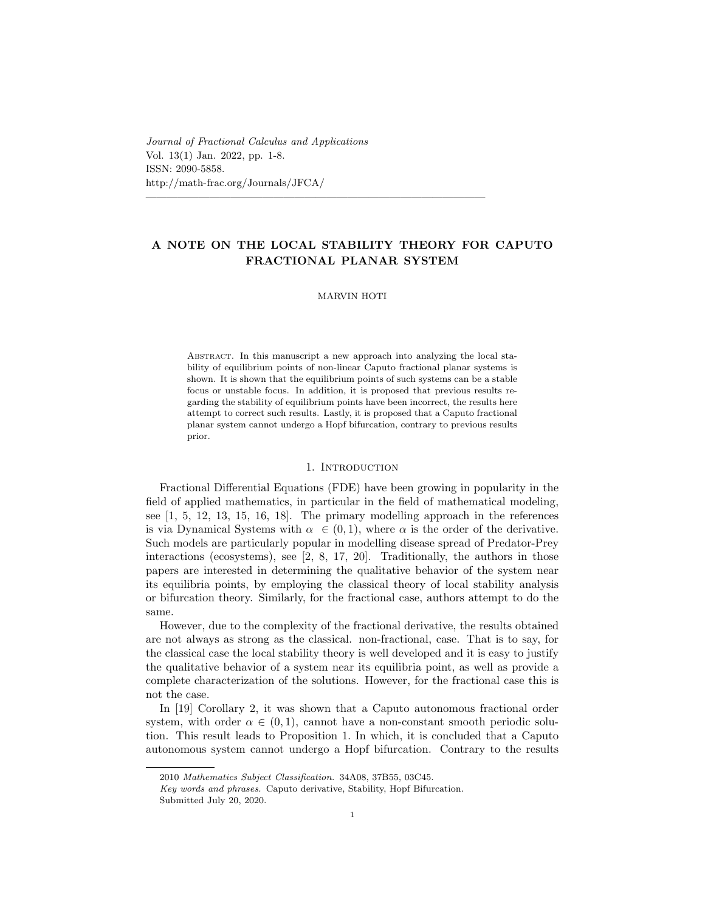# A NOTE ON THE LOCAL STABILITY THEORY FOR CAPUTO FRACTIONAL PLANAR SYSTEM

MARVIN HOTI

Abstract. In this manuscript a new approach into analyzing the local stability of equilibrium points of non-linear Caputo fractional planar systems is shown. It is shown that the equilibrium points of such systems can be a stable focus or unstable focus. In addition, it is proposed that previous results regarding the stability of equilibrium points have been incorrect, the results here attempt to correct such results. Lastly, it is proposed that a Caputo fractional planar system cannot undergo a Hopf bifurcation, contrary to previous results prior.

## 1. Introduction

Fractional Differential Equations (FDE) have been growing in popularity in the field of applied mathematics, in particular in the field of mathematical modeling, see [1, 5, 12, 13, 15, 16, 18]. The primary modelling approach in the references is via Dynamical Systems with $\alpha \in (0,1)$, where $\alpha$ is the order of the derivative. Such models are particularly popular in modelling disease spread of Predator-Prey interactions (ecosystems), see [2, 8, 17, 20]. Traditionally, the authors in those papers are interested in determining the qualitative behavior of the system near its equilibria points, by employing the classical theory of local stability analysis or bifurcation theory. Similarly, for the fractional case, authors attempt to do the same.

However, due to the complexity of the fractional derivative, the results obtained are not always as strong as the classical. non-fractional, case. That is to say, for the classical case the local stability theory is well developed and it is easy to justify the qualitative behavior of a system near its equilibria point, as well as provide a complete characterization of the solutions. However, for the fractional case this is not the case.

In [19] Corollary 2, it was shown that a Caputo autonomous fractional order system, with order $\alpha \in (0,1)$, cannot have a non-constant smooth periodic solution. This result leads to Proposition 1. In which, it is concluded that a Caputo autonomous system cannot undergo a Hopf bifurcation. Contrary to the results

2010 *Mathematics Subject Classification.* 34A08, 37B55, 03C45.

*Key words and phrases.* Caputo derivative, Stability, Hopf Bifurcation.

Submitted July 20, 2020.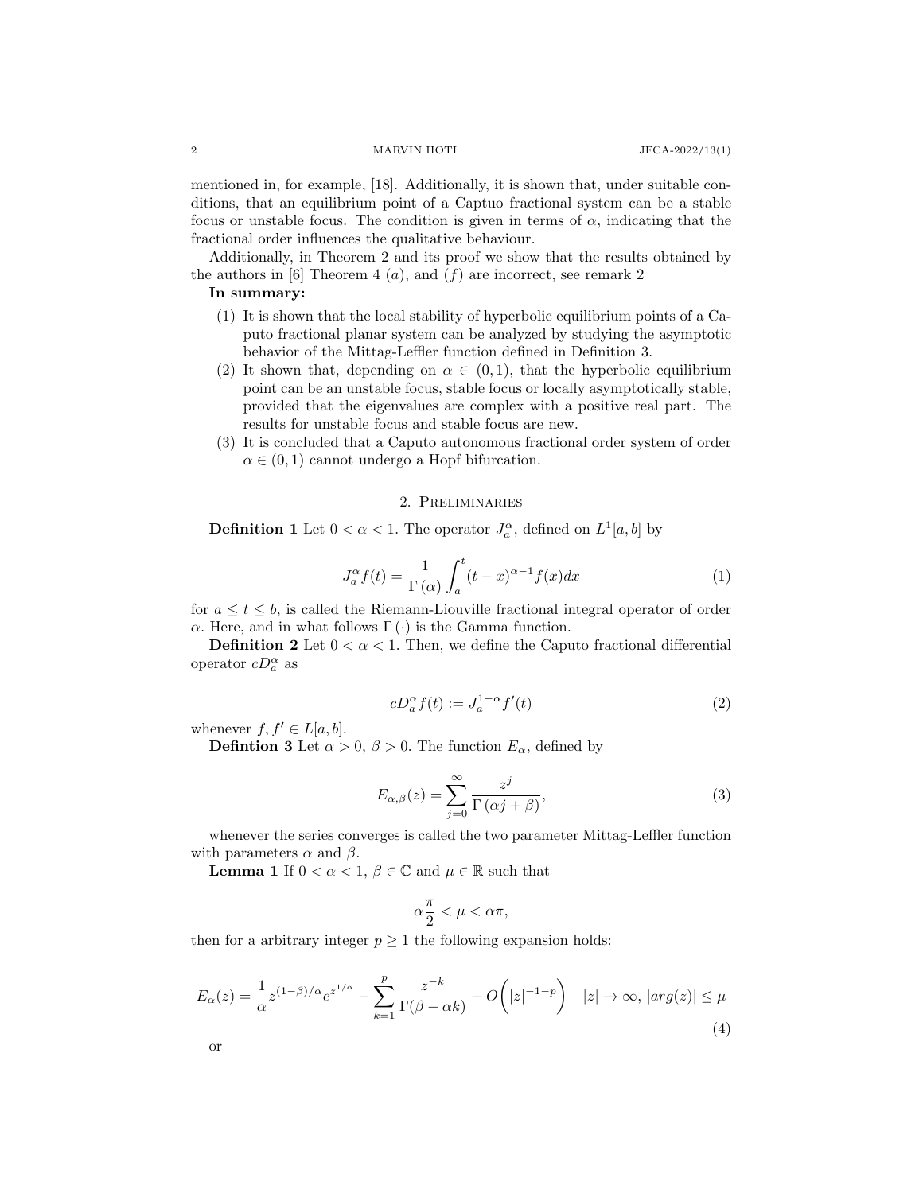mentioned in, for example, [18]. Additionally, it is shown that, under suitable conditions, that an equilibrium point of a Captuo fractional system can be a stable focus or unstable focus. The condition is given in terms of $\alpha$, indicating that the fractional order influences the qualitative behaviour.

Additionally, in Theorem 2 and its proof we show that the results obtained by the authors in [6] Theorem 4 $(a)$, and $(f)$ are incorrect, see remark 2

**In summary:**

1. It is shown that the local stability of hyperbolic equilibrium points of a Caputo fractional planar system can be analyzed by studying the asymptotic behavior of the Mittag-Leffler function defined in Definition 3.
2. It shown that, depending on $\alpha \in (0,1)$, that the hyperbolic equilibrium point can be an unstable focus, stable focus or locally asymptotically stable, provided that the eigenvalues are complex with a positive real part. The results for unstable focus and stable focus are new.
3. It is concluded that a Caputo autonomous fractional order system of order $\alpha \in (0,1)$ cannot undergo a Hopf bifurcation.

## 2. Preliminaries

**Definition 1** Let $0 < \alpha < 1$. The operator $J_a^\alpha$, defined on $L^1[a,b]$ by

$$J_a^\alpha f(t) = \frac{1}{\Gamma(\alpha)} \int_a^t (t-x)^{\alpha-1} f(x) dx \tag{1}$$

for $a \leq t \leq b$, is called the Riemann-Liouville fractional integral operator of order $\alpha$. Here, and in what follows $\Gamma(\cdot)$ is the Gamma function.

**Definition 2** Let $0 < \alpha < 1$. Then, we define the Caputo fractional differential operator $cD_a^\alpha$ as

$$cD_a^\alpha f(t) := J_a^{1-\alpha} f'(t) \tag{2}$$

whenever $f, f' \in L[a,b]$.

**Defintion 3** Let $\alpha > 0$, $\beta > 0$. The function $E_\alpha$, defined by

$$E_{\alpha,\beta}(z) = \sum_{j=0}^{\infty} \frac{z^j}{\Gamma(\alpha j + \beta)}, \tag{3}$$

whenever the series converges is called the two parameter Mittag-Leffler function with parameters $\alpha$ and $\beta$.

**Lemma 1** If $0 < \alpha < 1$, $\beta \in \mathbb{C}$ and $\mu \in \mathbb{R}$ such that

$$\alpha \frac{\pi}{2} < \mu < \alpha\pi,$$

then for a arbitrary integer $p \geq 1$ the following expansion holds:

$$E_\alpha(z) = \frac{1}{\alpha} z^{(1-\beta)/\alpha} e^{z^{1/\alpha}} - \sum_{k=1}^{p} \frac{z^{-k}}{\Gamma(\beta - \alpha k)} + O\bigg(|z|^{-1-p}\bigg) \quad |z| \to \infty,\ |arg(z)| \leq \mu \tag{4}$$

or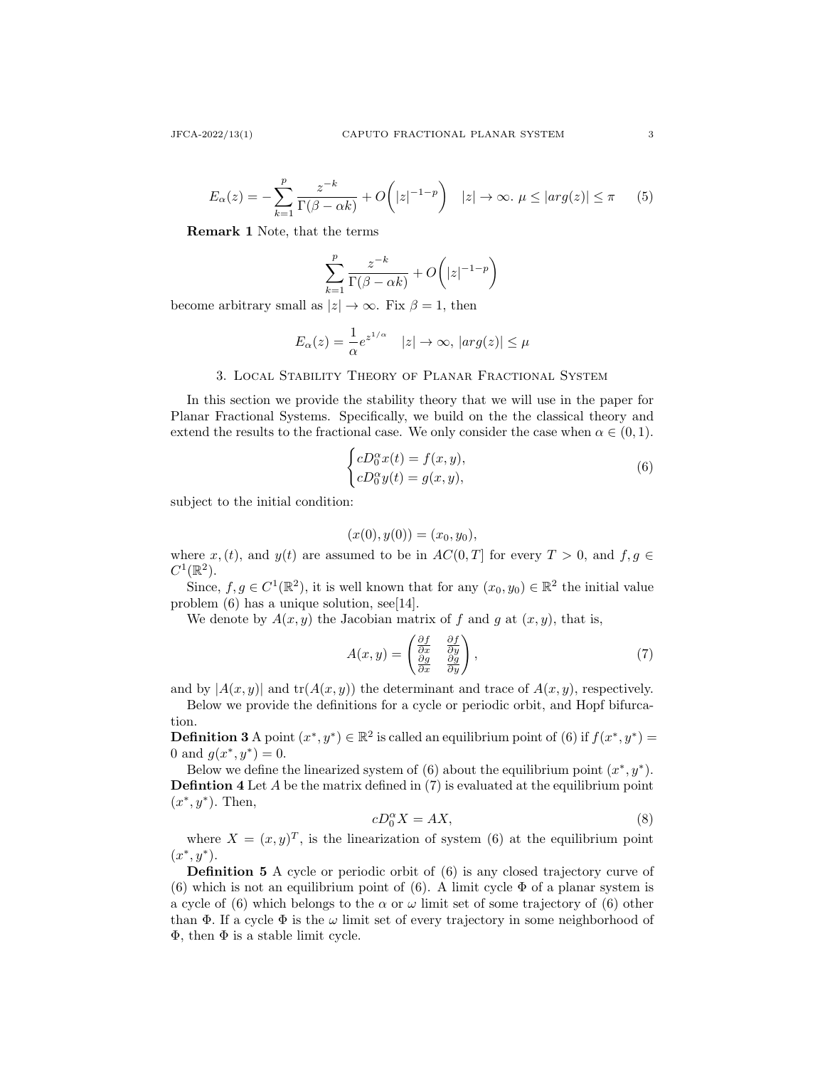$$E_\alpha(z) = -\sum_{k=1}^{p} \frac{z^{-k}}{\Gamma(\beta - \alpha k)} + O\bigg(|z|^{-1-p}\bigg) \quad |z| \to \infty.\ \mu \leq |arg(z)| \leq \pi \qquad (5)$$

**Remark 1** Note, that the terms

$$\sum_{k=1}^{p} \frac{z^{-k}}{\Gamma(\beta - \alpha k)} + O\bigg(|z|^{-1-p}\bigg)$$

become arbitrary small as $|z| \to \infty$. Fix $\beta = 1$, then

$$E_\alpha(z) = \frac{1}{\alpha} e^{z^{1/\alpha}} \quad |z| \to \infty, |arg(z)| \leq \mu$$

## 3. Local Stability Theory of Planar Fractional System

In this section we provide the stability theory that we will use in the paper for Planar Fractional Systems. Specifically, we build on the the classical theory and extend the results to the fractional case. We only consider the case when $\alpha \in (0, 1)$.

$$\begin{cases} cD_0^\alpha x(t) = f(x, y), \\ cD_0^\alpha y(t) = g(x, y), \end{cases} \qquad (6)$$

subject to the initial condition:

$$(x(0), y(0)) = (x_0, y_0),$$

where $x, (t)$, and $y(t)$ are assumed to be in $AC(0, T]$ for every $T > 0$, and $f, g \in C^1(\mathbb{R}^2)$.

Since, $f, g \in C^1(\mathbb{R}^2)$, it is well known that for any $(x_0, y_0) \in \mathbb{R}^2$ the initial value problem (6) has a unique solution, see[14].

We denote by $A(x, y)$ the Jacobian matrix of $f$ and $g$ at $(x, y)$, that is,

$$A(x, y) = \begin{pmatrix} \frac{\partial f}{\partial x} & \frac{\partial f}{\partial y} \\ \frac{\partial g}{\partial x} & \frac{\partial g}{\partial y} \end{pmatrix}, \qquad (7)$$

and by $|A(x, y)|$ and $\text{tr}(A(x, y))$ the determinant and trace of $A(x, y)$, respectively.

Below we provide the definitions for a cycle or periodic orbit, and Hopf bifurcation.

**Definition 3** A point $(x^*, y^*) \in \mathbb{R}^2$ is called an equilibrium point of (6) if $f(x^*, y^*) = 0$ and $g(x^*, y^*) = 0$.

Below we define the linearized system of (6) about the equilibrium point $(x^*, y^*)$.

**Defintion 4** Let $A$ be the matrix defined in (7) is evaluated at the equilibrium point $(x^*, y^*)$. Then,

$$cD_0^\alpha X = AX, \qquad (8)$$

where $X = (x, y)^T$, is the linearization of system (6) at the equilibrium point $(x^*, y^*)$.

**Definition 5** A cycle or periodic orbit of (6) is any closed trajectory curve of (6) which is not an equilibrium point of (6). A limit cycle $\Phi$ of a planar system is a cycle of (6) which belongs to the $\alpha$ or $\omega$ limit set of some trajectory of (6) other than $\Phi$. If a cycle $\Phi$ is the $\omega$ limit set of every trajectory in some neighborhood of $\Phi$, then $\Phi$ is a stable limit cycle.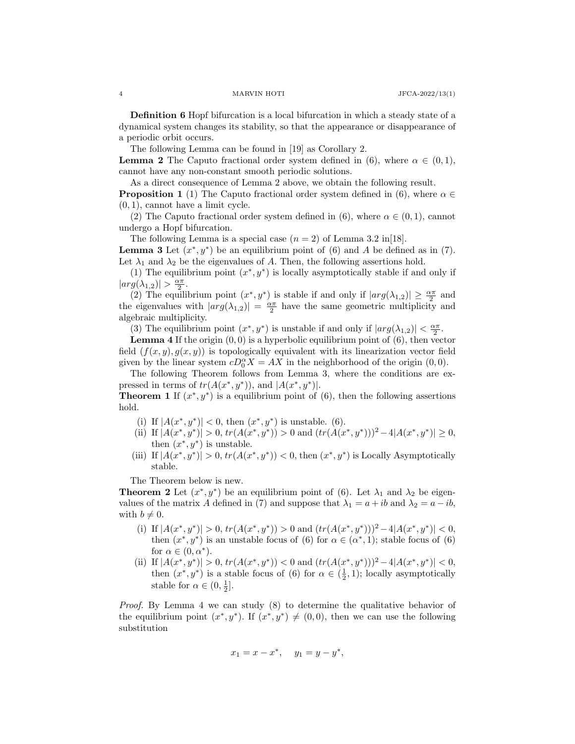**Definition 6** Hopf bifurcation is a local bifurcation in which a steady state of a dynamical system changes its stability, so that the appearance or disappearance of a periodic orbit occurs.

The following Lemma can be found in [19] as Corollary 2.

**Lemma 2** The Caputo fractional order system defined in (6), where $\alpha \in (0, 1)$, cannot have any non-constant smooth periodic solutions.

As a direct consequence of Lemma 2 above, we obtain the following result.

**Proposition 1** (1) The Caputo fractional order system defined in (6), where $\alpha \in (0, 1)$, cannot have a limit cycle.

(2) The Caputo fractional order system defined in (6), where $\alpha \in (0, 1)$, cannot undergo a Hopf bifurcation.

The following Lemma is a special case $(n = 2)$ of Lemma 3.2 in[18].

**Lemma 3** Let $(x^*, y^*)$ be an equilibrium point of (6) and $A$ be defined as in (7). Let $\lambda_1$ and $\lambda_2$ be the eigenvalues of $A$. Then, the following assertions hold.

(1) The equilibrium point $(x^*, y^*)$ is locally asymptotically stable if and only if $|arg(\lambda_{1,2})| > \frac{\alpha\pi}{2}$.

(2) The equilibrium point $(x^*, y^*)$ is stable if and only if $|arg(\lambda_{1,2})| \geq \frac{\alpha\pi}{2}$ and the eigenvalues with $|arg(\lambda_{1,2})| = \frac{\alpha\pi}{2}$ have the same geometric multiplicity and algebraic multiplicity.

(3) The equilibrium point $(x^*, y^*)$ is unstable if and only if $|arg(\lambda_{1,2})| < \frac{\alpha\pi}{2}$.

**Lemma 4** If the origin $(0, 0)$ is a hyperbolic equilibrium point of (6), then vector field $(f(x, y), g(x, y))$ is topologically equivalent with its linearization vector field given by the linear system $cD_0^\alpha X = AX$ in the neighborhood of the origin $(0, 0)$.

The following Theorem follows from Lemma 3, where the conditions are expressed in terms of $tr(A(x^*, y^*))$, and $|A(x^*, y^*)|$.

**Theorem 1** If $(x^*, y^*)$ is a equilibrium point of (6), then the following assertions hold.

(i) If $|A(x^*, y^*)| < 0$, then $(x^*, y^*)$ is unstable. (6).

(ii) If $|A(x^*, y^*)| > 0$, $tr(A(x^*, y^*)) > 0$ and $(tr(A(x^*, y^*)))^2 - 4|A(x^*, y^*)| \geq 0$, then $(x^*, y^*)$ is unstable.

(iii) If $|A(x^*, y^*)| > 0$, $tr(A(x^*, y^*)) < 0$, then $(x^*, y^*)$ is Locally Asymptotically stable.

The Theorem below is new.

**Theorem 2** Let $(x^*, y^*)$ be an equilibrium point of (6). Let $\lambda_1$ and $\lambda_2$ be eigenvalues of the matrix $A$ defined in (7) and suppose that $\lambda_1 = a + ib$ and $\lambda_2 = a - ib$, with $b \neq 0$.

(i) If $|A(x^*, y^*)| > 0$, $tr(A(x^*, y^*)) > 0$ and $(tr(A(x^*, y^*)))^2 - 4|A(x^*, y^*)| < 0$, then $(x^*, y^*)$ is an unstable focus of (6) for $\alpha \in (\alpha^*, 1)$; stable focus of (6) for $\alpha \in (0, \alpha^*)$.

(ii) If $|A(x^*, y^*)| > 0$, $tr(A(x^*, y^*)) < 0$ and $(tr(A(x^*, y^*)))^2 - 4|A(x^*, y^*)| < 0$, then $(x^*, y^*)$ is a stable focus of (6) for $\alpha \in (\frac{1}{2}, 1)$; locally asymptotically stable for $\alpha \in (0, \frac{1}{2}]$.

*Proof.* By Lemma 4 we can study (8) to determine the qualitative behavior of the equilibrium point $(x^*, y^*)$. If $(x^*, y^*) \neq (0, 0)$, then we can use the following substitution

$$x_1 = x - x^*, \quad y_1 = y - y^*,$$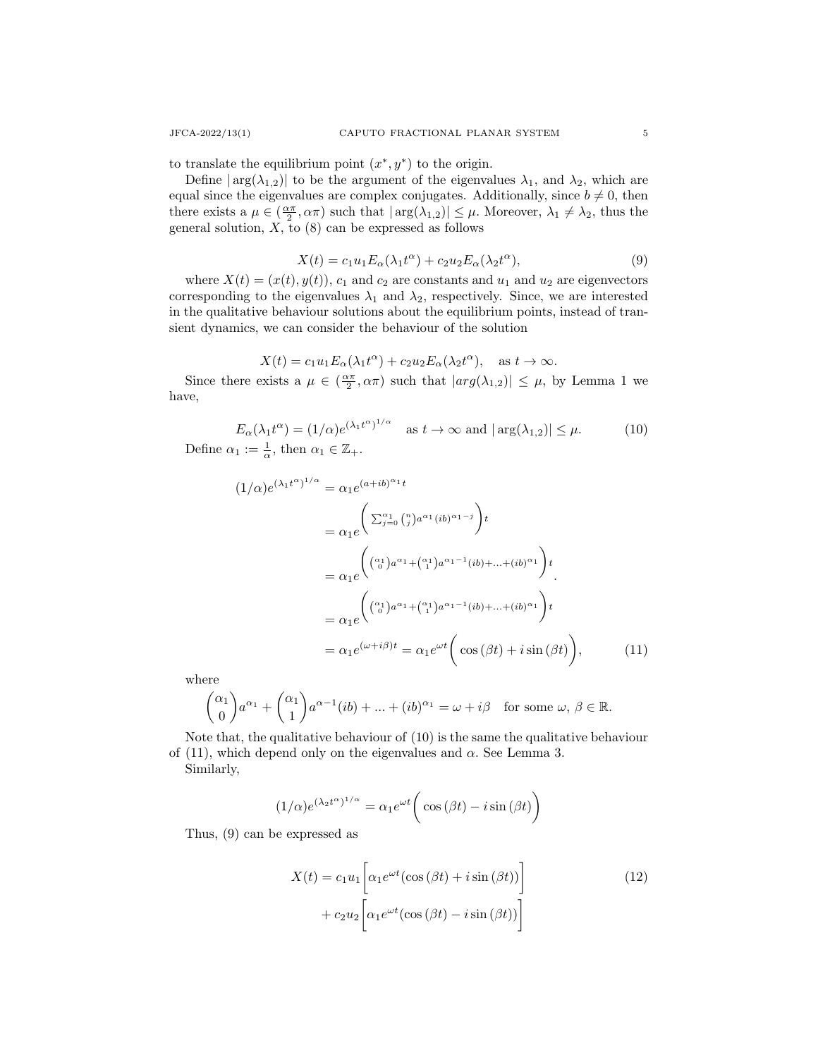to translate the equilibrium point $(x^*, y^*)$ to the origin.

Define $|\arg(\lambda_{1,2})|$ to be the argument of the eigenvalues $\lambda_1$, and $\lambda_2$, which are equal since the eigenvalues are complex conjugates. Additionally, since $b \neq 0$, then there exists a $\mu \in (\frac{\alpha\pi}{2}, \alpha\pi)$ such that $|\arg(\lambda_{1,2})| \leq \mu$. Moreover, $\lambda_1 \neq \lambda_2$, thus the general solution, $X$, to (8) can be expressed as follows

$$X(t) = c_1 u_1 E_\alpha(\lambda_1 t^\alpha) + c_2 u_2 E_\alpha(\lambda_2 t^\alpha), \tag{9}$$

where $X(t) = (x(t), y(t))$, $c_1$ and $c_2$ are constants and $u_1$ and $u_2$ are eigenvectors corresponding to the eigenvalues $\lambda_1$ and $\lambda_2$, respectively. Since, we are interested in the qualitative behaviour solutions about the equilibrium points, instead of transient dynamics, we can consider the behaviour of the solution

$$X(t) = c_1 u_1 E_\alpha(\lambda_1 t^\alpha) + c_2 u_2 E_\alpha(\lambda_2 t^\alpha), \quad \text{as } t \to \infty.$$

Since there exists a $\mu \in (\frac{\alpha\pi}{2}, \alpha\pi)$ such that $|arg(\lambda_{1,2})| \leq \mu$, by Lemma 1 we have,

$$E_\alpha(\lambda_1 t^\alpha) = (1/\alpha)e^{(\lambda_1 t^\alpha)^{1/\alpha}} \quad \text{as } t \to \infty \text{ and } |\arg(\lambda_{1,2})| \leq \mu. \tag{10}$$

Define $\alpha_1 := \frac{1}{\alpha}$, then $\alpha_1 \in \mathbb{Z}_+$.

$$\begin{aligned}
(1/\alpha)e^{(\lambda_1 t^\alpha)^{1/\alpha}} &= \alpha_1 e^{(a+ib)^{\alpha_1} t} \\
&= \alpha_1 e^{\left(\sum_{j=0}^{\alpha_1} \binom{n}{j} a^{\alpha_1} (ib)^{\alpha_1 - j}\right)t} \\
&= \alpha_1 e^{\left(\binom{\alpha_1}{0} a^{\alpha_1} + \binom{\alpha_1}{1} a^{\alpha_1 - 1}(ib) + \ldots + (ib)^{\alpha_1}\right)t}. \\
&= \alpha_1 e^{\left(\binom{\alpha_1}{0} a^{\alpha_1} + \binom{\alpha_1}{1} a^{\alpha_1 - 1}(ib) + \ldots + (ib)^{\alpha_1}\right)t} \\
&= \alpha_1 e^{(\omega + i\beta)t} = \alpha_1 e^{\omega t}\bigg(\cos(\beta t) + i\sin(\beta t)\bigg),
\end{aligned} \tag{11}$$

where

$$\binom{\alpha_1}{0} a^{\alpha_1} + \binom{\alpha_1}{1} a^{\alpha - 1}(ib) + \ldots + (ib)^{\alpha_1} = \omega + i\beta \quad \text{for some } \omega, \beta \in \mathbb{R}.$$

Note that, the qualitative behaviour of (10) is the same the qualitative behaviour of (11), which depend only on the eigenvalues and $\alpha$. See Lemma 3.

Similarly,

$$(1/\alpha)e^{(\lambda_2 t^\alpha)^{1/\alpha}} = \alpha_1 e^{\omega t}\bigg(\cos(\beta t) - i\sin(\beta t)\bigg)$$

Thus, (9) can be expressed as

$$\begin{aligned}
X(t) &= c_1 u_1 \bigg[\alpha_1 e^{\omega t}(\cos(\beta t) + i\sin(\beta t))\bigg] \\
&\quad + c_2 u_2 \bigg[\alpha_1 e^{\omega t}(\cos(\beta t) - i\sin(\beta t))\bigg]
\end{aligned} \tag{12}$$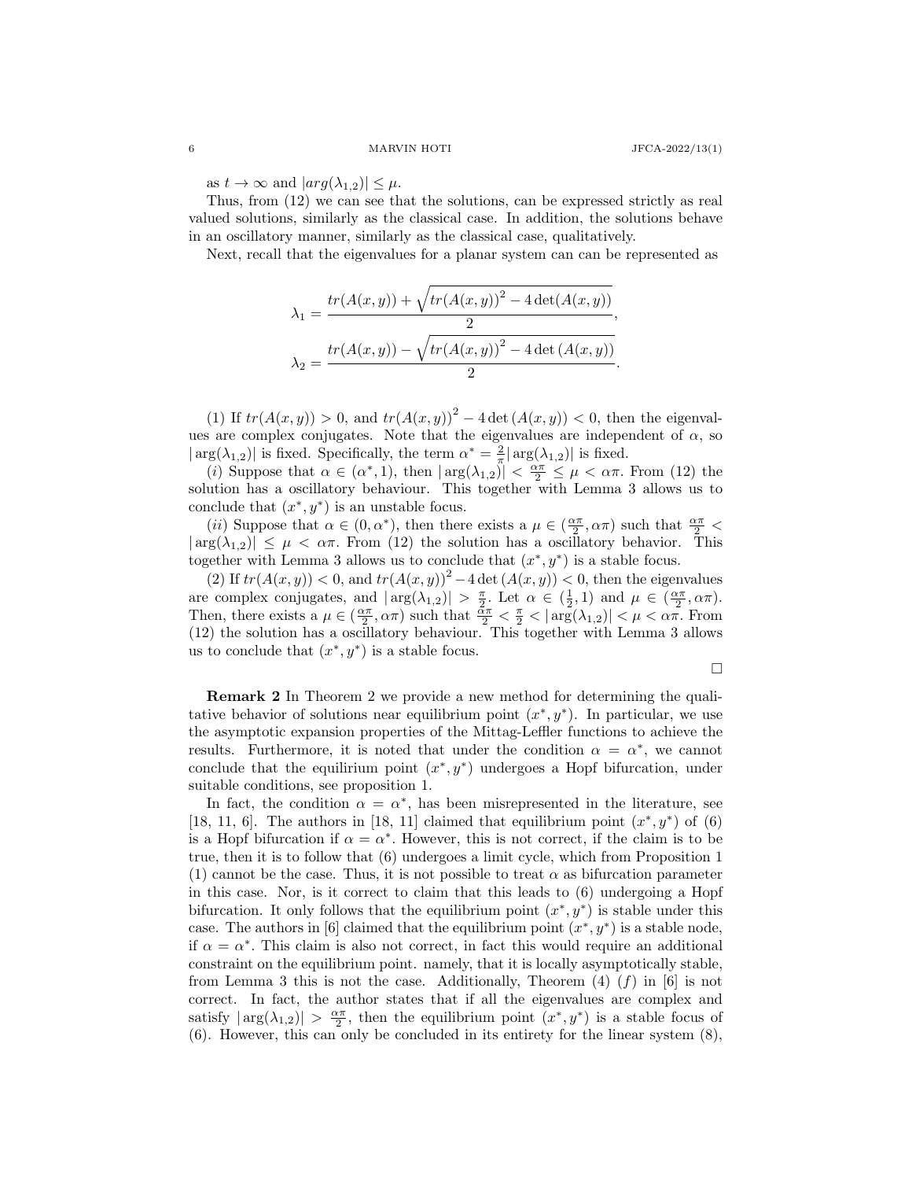as $t \to \infty$ and $|arg(\lambda_{1,2})| \leq \mu$.

Thus, from (12) we can see that the solutions, can be expressed strictly as real valued solutions, similarly as the classical case. In addition, the solutions behave in an oscillatory manner, similarly as the classical case, qualitatively.

Next, recall that the eigenvalues for a planar system can can be represented as

$$\lambda_1 = \frac{tr(A(x,y)) + \sqrt{tr(A(x,y))^2 - 4\det(A(x,y))}}{2},$$
$$\lambda_2 = \frac{tr(A(x,y)) - \sqrt{tr(A(x,y))^2 - 4\det(A(x,y))}}{2}.$$

(1) If $tr(A(x,y)) > 0$, and $tr(A(x,y))^2 - 4\det(A(x,y)) < 0$, then the eigenvalues are complex conjugates. Note that the eigenvalues are independent of $\alpha$, so $|\arg(\lambda_{1,2})|$ is fixed. Specifically, the term $\alpha^* = \frac{2}{\pi}|\arg(\lambda_{1,2})|$ is fixed.

$(i)$ Suppose that $\alpha \in (\alpha^*, 1)$, then $|\arg(\lambda_{1,2})| < \frac{\alpha\pi}{2} \leq \mu < \alpha\pi$. From (12) the solution has a oscillatory behaviour. This together with Lemma 3 allows us to conclude that $(x^*, y^*)$ is an unstable focus.

$(ii)$ Suppose that $\alpha \in (0, \alpha^*)$, then there exists a $\mu \in (\frac{\alpha\pi}{2}, \alpha\pi)$ such that $\frac{\alpha\pi}{2} < |\arg(\lambda_{1,2})| \leq \mu < \alpha\pi$. From (12) the solution has a oscillatory behavior. This together with Lemma 3 allows us to conclude that $(x^*, y^*)$ is a stable focus.

(2) If $tr(A(x,y)) < 0$, and $tr(A(x,y))^2 - 4\det(A(x,y)) < 0$, then the eigenvalues are complex conjugates, and $|\arg(\lambda_{1,2})| > \frac{\pi}{2}$. Let $\alpha \in (\frac{1}{2}, 1)$ and $\mu \in (\frac{\alpha\pi}{2}, \alpha\pi)$. Then, there exists a $\mu \in (\frac{\alpha\pi}{2}, \alpha\pi)$ such that $\frac{\alpha\pi}{2} < \frac{\pi}{2} < |\arg(\lambda_{1,2})| < \mu < \alpha\pi$. From (12) the solution has a oscillatory behaviour. This together with Lemma 3 allows us to conclude that $(x^*, y^*)$ is a stable focus.

□

**Remark 2** In Theorem 2 we provide a new method for determining the qualitative behavior of solutions near equilibrium point $(x^*, y^*)$. In particular, we use the asymptotic expansion properties of the Mittag-Leffler functions to achieve the results. Furthermore, it is noted that under the condition $\alpha = \alpha^*$, we cannot conclude that the equilirium point $(x^*, y^*)$ undergoes a Hopf bifurcation, under suitable conditions, see proposition 1.

In fact, the condition $\alpha = \alpha^*$, has been misrepresented in the literature, see [18, 11, 6]. The authors in [18, 11] claimed that equilibrium point $(x^*, y^*)$ of (6) is a Hopf bifurcation if $\alpha = \alpha^*$. However, this is not correct, if the claim is to be true, then it is to follow that (6) undergoes a limit cycle, which from Proposition 1 (1) cannot be the case. Thus, it is not possible to treat $\alpha$ as bifurcation parameter in this case. Nor, is it correct to claim that this leads to (6) undergoing a Hopf bifurcation. It only follows that the equilibrium point $(x^*, y^*)$ is stable under this case. The authors in [6] claimed that the equilibrium point $(x^*, y^*)$ is a stable node, if $\alpha = \alpha^*$. This claim is also not correct, in fact this would require an additional constraint on the equilibrium point. namely, that it is locally asymptotically stable, from Lemma 3 this is not the case. Additionally, Theorem (4) $(f)$ in [6] is not correct. In fact, the author states that if all the eigenvalues are complex and satisfy $|\arg(\lambda_{1,2})| > \frac{\alpha\pi}{2}$, then the equilibrium point $(x^*, y^*)$ is a stable focus of (6). However, this can only be concluded in its entirety for the linear system (8),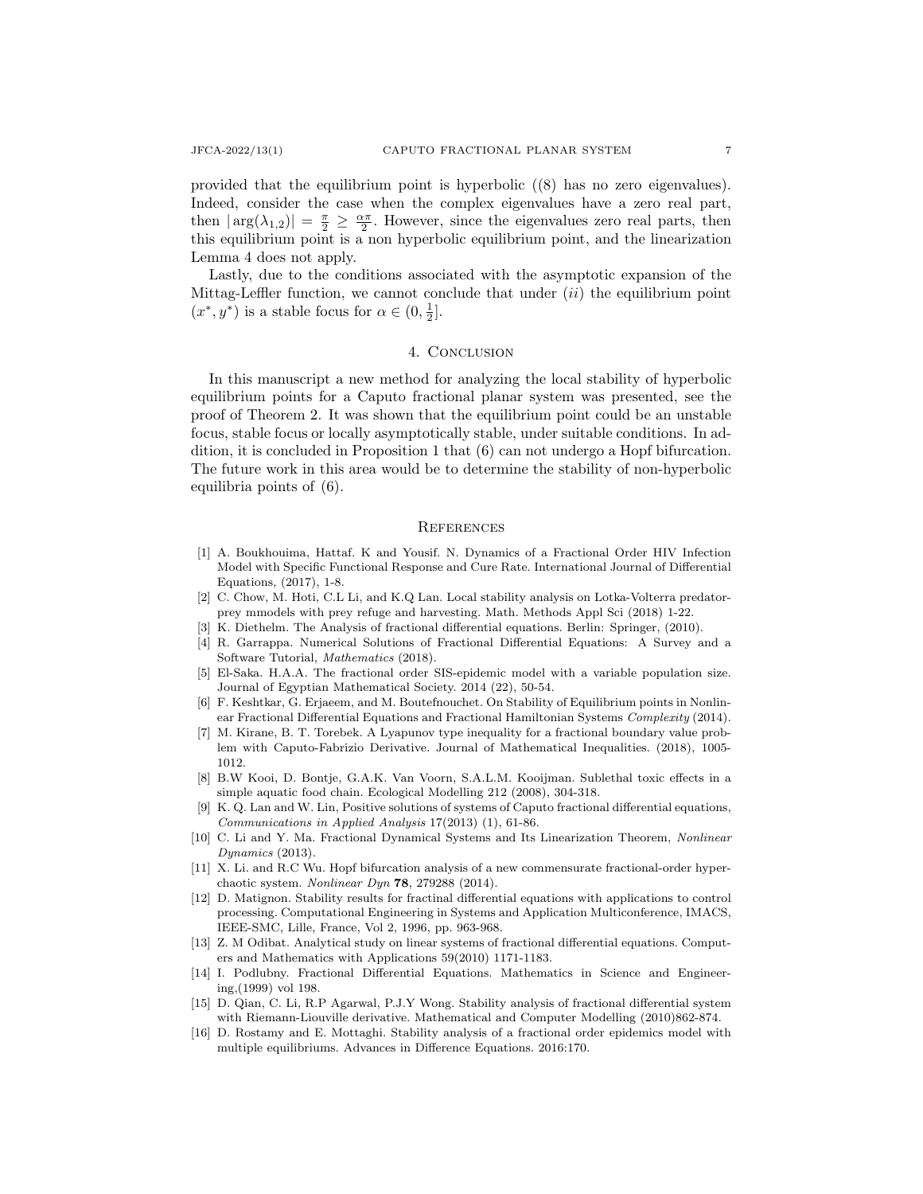provided that the equilibrium point is hyperbolic ((8) has no zero eigenvalues). Indeed, consider the case when the complex eigenvalues have a zero real part, then $|\arg(\lambda_{1,2})| = \frac{\pi}{2} \geq \frac{\alpha\pi}{2}$. However, since the eigenvalues zero real parts, then this equilibrium point is a non hyperbolic equilibrium point, and the linearization Lemma 4 does not apply.

Lastly, due to the conditions associated with the asymptotic expansion of the Mittag-Leffler function, we cannot conclude that under $(ii)$ the equilibrium point $(x^*, y^*)$ is a stable focus for $\alpha \in (0, \frac{1}{2}]$.

## 4. Conclusion

In this manuscript a new method for analyzing the local stability of hyperbolic equilibrium points for a Caputo fractional planar system was presented, see the proof of Theorem 2. It was shown that the equilibrium point could be an unstable focus, stable focus or locally asymptotically stable, under suitable conditions. In addition, it is concluded in Proposition 1 that (6) can not undergo a Hopf bifurcation. The future work in this area would be to determine the stability of non-hyperbolic equilibria points of (6).

## References

[1] A. Boukhouima, Hattaf. K and Yousif. N. Dynamics of a Fractional Order HIV Infection Model with Specific Functional Response and Cure Rate. International Journal of Differential Equations, (2017), 1-8.

[2] C. Chow, M. Hoti, C.L Li, and K.Q Lan. Local stability analysis on Lotka-Volterra predator-prey mmodels with prey refuge and harvesting. Math. Methods Appl Sci (2018) 1-22.

[3] K. Diethelm. The Analysis of fractional differential equations. Berlin: Springer, (2010).

[4] R. Garrappa. Numerical Solutions of Fractional Differential Equations: A Survey and a Software Tutorial, *Mathematics* (2018).

[5] El-Saka. H.A.A. The fractional order SIS-epidemic model with a variable population size. Journal of Egyptian Mathematical Society. 2014 (22), 50-54.

[6] F. Keshtkar, G. Erjaeem, and M. Boutefnouchet. On Stability of Equilibrium points in Nonlinear Fractional Differential Equations and Fractional Hamiltonian Systems *Complexity* (2014).

[7] M. Kirane, B. T. Torebek. A Lyapunov type inequality for a fractional boundary value problem with Caputo-Fabrizio Derivative. Journal of Mathematical Inequalities. (2018), 1005-1012.

[8] B.W Kooi, D. Bontje, G.A.K. Van Voorn, S.A.L.M. Kooijman. Sublethal toxic effects in a simple aquatic food chain. Ecological Modelling 212 (2008), 304-318.

[9] K. Q. Lan and W. Lin, Positive solutions of systems of Caputo fractional differential equations, *Communications in Applied Analysis* 17(2013) (1), 61-86.

[10] C. Li and Y. Ma. Fractional Dynamical Systems and Its Linearization Theorem, *Nonlinear Dynamics* (2013).

[11] X. Li. and R.C Wu. Hopf bifurcation analysis of a new commensurate fractional-order hyperchaotic system. *Nonlinear Dyn* **78**, 279288 (2014).

[12] D. Matignon. Stability results for fractinal differential equations with applications to control processing. Computational Engineering in Systems and Application Multiconference, IMACS, IEEE-SMC, Lille, France, Vol 2, 1996, pp. 963-968.

[13] Z. M Odibat. Analytical study on linear systems of fractional differential equations. Computers and Mathematics with Applications 59(2010) 1171-1183.

[14] I. Podlubny. Fractional Differential Equations. Mathematics in Science and Engineering,(1999) vol 198.

[15] D. Qian, C. Li, R.P Agarwal, P.J.Y Wong. Stability analysis of fractional differential system with Riemann-Liouville derivative. Mathematical and Computer Modelling (2010)862-874.

[16] D. Rostamy and E. Mottaghi. Stability analysis of a fractional order epidemics model with multiple equilibriums. Advances in Difference Equations. 2016:170.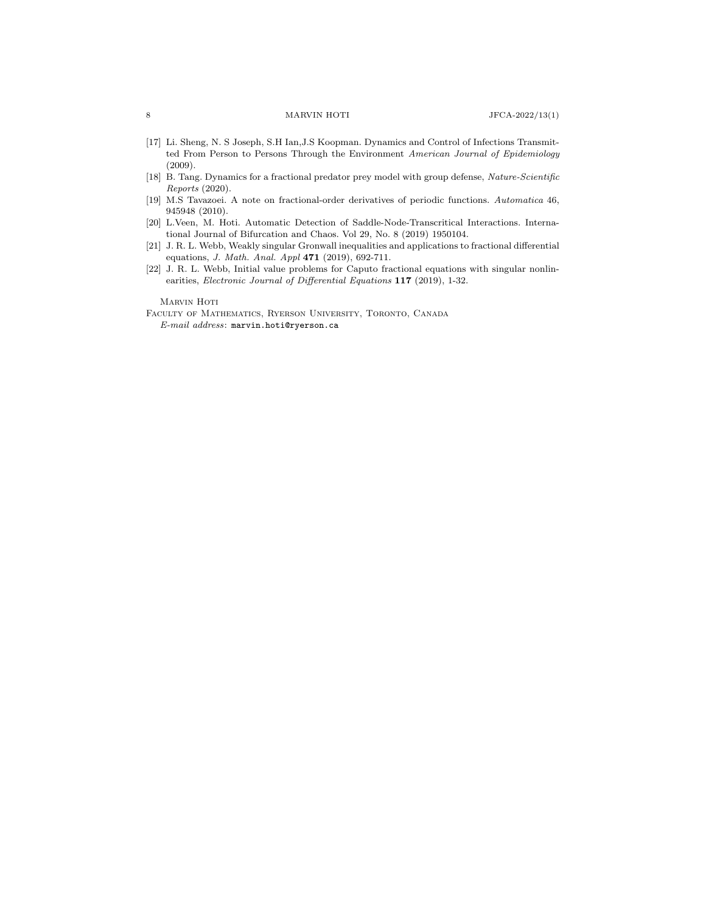[17] Li. Sheng, N. S Joseph, S.H Ian,J.S Koopman. Dynamics and Control of Infections Transmitted From Person to Persons Through the Environment *American Journal of Epidemiology* (2009).

[18] B. Tang. Dynamics for a fractional predator prey model with group defense, *Nature-Scientific Reports* (2020).

[19] M.S Tavazoei. A note on fractional-order derivatives of periodic functions. *Automatica* 46, 945948 (2010).

[20] L.Veen, M. Hoti. Automatic Detection of Saddle-Node-Transcritical Interactions. International Journal of Bifurcation and Chaos. Vol 29, No. 8 (2019) 1950104.

[21] J. R. L. Webb, Weakly singular Gronwall inequalities and applications to fractional differential equations, *J. Math. Anal. Appl* **471** (2019), 692-711.

[22] J. R. L. Webb, Initial value problems for Caputo fractional equations with singular nonlinearities, *Electronic Journal of Differential Equations* **117** (2019), 1-32.

Marvin Hoti

Faculty of Mathematics, Ryerson University, Toronto, Canada

*E-mail address*: `marvin.hoti@ryerson.ca`